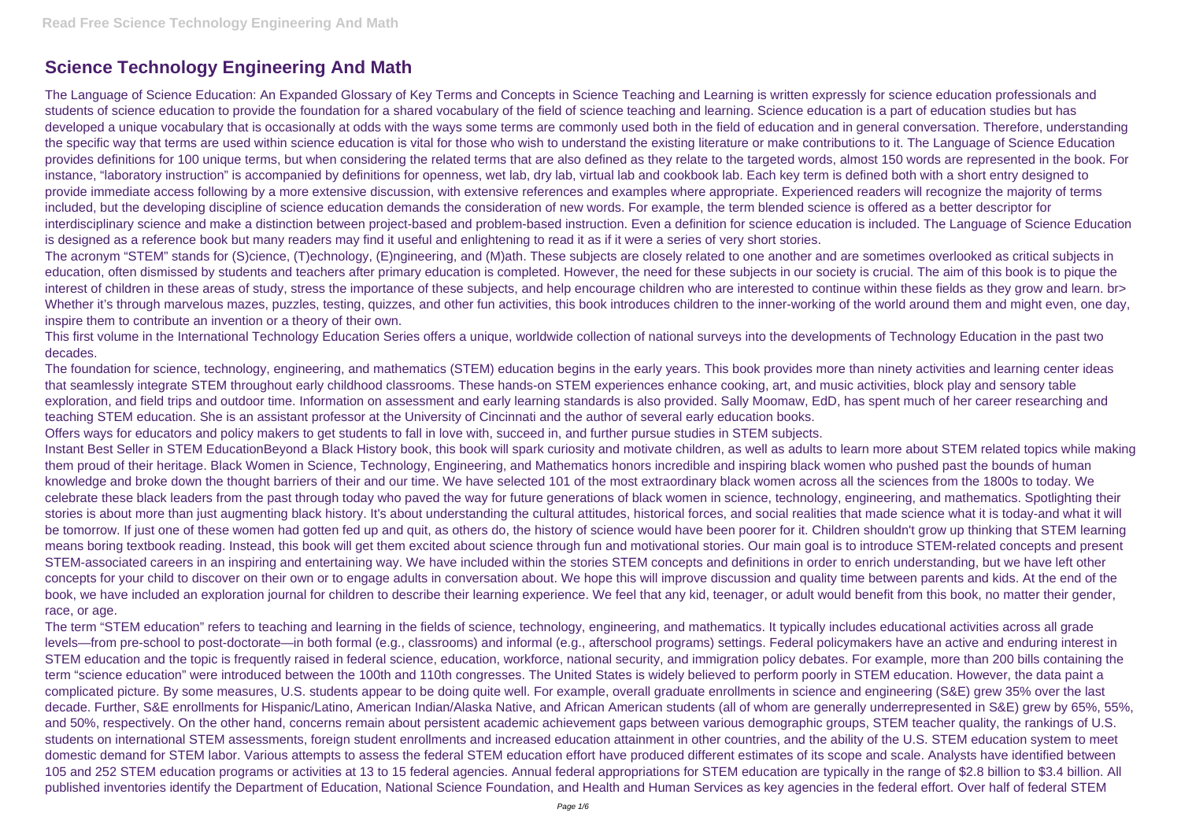# Science Technology Engineering And Math

The Language of Science Education: An Expanded Glossary of Key Terms and Concepts in Science Teaching and Learning is written expressly for science education professionals and students of science education to provide the foundation for a shared vocabulary of the field of science teaching and learning. Science education is a part of education studies but has developed a unique vocabulary that is occasionally at odds with the ways some terms are commonly used both in the field of education and in general conversation. Therefore, understanding the specific way that terms are used within science education is vital for those who wish to understand the existing literature or make contributions to it. The Language of Science Education provides definitions for 100 unique terms, but when considering the related terms that are also defined as they relate to the targeted words, almost 150 words are represented in the book. For instance, "laboratory instruction" is accompanied by definitions for openness, wet lab, dry lab, virtual lab and cookbook lab. Each key term is defined both with a short entry designed to provide immediate access following by a more extensive discussion, with extensive references and examples where appropriate. Experienced readers will recognize the majority of terms included, but the developing discipline of science education demands the consideration of new words. For example, the term blended science is offered as a better descriptor for interdisciplinary science and make a distinction between project-based and problem-based instruction. Even a definition for science education is included. The Language of Science Education is designed as a reference book but many readers may find it useful and enlightening to read it as if it were a series of very short stories.

The acronym "STEM" stands for (S)cience, (T)echnology, (E)ngineering, and (M)ath. These subjects are closely related to one another and are sometimes overlooked as critical subjects in education, often dismissed by students and teachers after primary education is completed. However, the need for these subjects in our society is crucial. The aim of this book is to pique the interest of children in these areas of study, stress the importance of these subjects, and help encourage children who are interested to continue within these fields as they grow and learn. br> Whether it's through marvelous mazes, puzzles, testing, quizzes, and other fun activities, this book introduces children to the inner-working of the world around them and might even, one day, inspire them to contribute an invention or a theory of their own.

This first volume in the International Technology Education Series offers a unique, worldwide collection of national surveys into the developments of Technology Education in the past two decades.

The foundation for science, technology, engineering, and mathematics (STEM) education begins in the early years. This book provides more than ninety activities and learning center ideas that seamlessly integrate STEM throughout early childhood classrooms. These hands-on STEM experiences enhance cooking, art, and music activities, block play and sensory table exploration, and field trips and outdoor time. Information on assessment and early learning standards is also provided. Sally Moomaw, EdD, has spent much of her career researching and teaching STEM education. She is an assistant professor at the University of Cincinnati and the author of several early education books.

Offers ways for educators and policy makers to get students to fall in love with, succeed in, and further pursue studies in STEM subjects.

Instant Best Seller in STEM EducationBeyond a Black History book, this book will spark curiosity and motivate children, as well as adults to learn more about STEM related topics while making them proud of their heritage. Black Women in Science, Technology, Engineering, and Mathematics honors incredible and inspiring black women who pushed past the bounds of human knowledge and broke down the thought barriers of their and our time. We have selected 101 of the most extraordinary black women across all the sciences from the 1800s to today. We celebrate these black leaders from the past through today who paved the way for future generations of black women in science, technology, engineering, and mathematics. Spotlighting their stories is about more than just augmenting black history. It's about understanding the cultural attitudes, historical forces, and social realities that made science what it is today-and what it will be tomorrow. If just one of these women had gotten fed up and quit, as others do, the history of science would have been poorer for it. Children shouldn't grow up thinking that STEM learning means boring textbook reading. Instead, this book will get them excited about science through fun and motivational stories. Our main goal is to introduce STEM-related concepts and present STEM-associated careers in an inspiring and entertaining way. We have included within the stories STEM concepts and definitions in order to enrich understanding, but we have left other concepts for your child to discover on their own or to engage adults in conversation about. We hope this will improve discussion and quality time between parents and kids. At the end of the book, we have included an exploration journal for children to describe their learning experience. We feel that any kid, teenager, or adult would benefit from this book, no matter their gender, race, or age.

The term "STEM education" refers to teaching and learning in the fields of science, technology, engineering, and mathematics. It typically includes educational activities across all grade levels—from pre-school to post-doctorate—in both formal (e.g., classrooms) and informal (e.g., afterschool programs) settings. Federal policymakers have an active and enduring interest in STEM education and the topic is frequently raised in federal science, education, workforce, national security, and immigration policy debates. For example, more than 200 bills containing the term "science education" were introduced between the 100th and 110th congresses. The United States is widely believed to perform poorly in STEM education. However, the data paint a complicated picture. By some measures, U.S. students appear to be doing quite well. For example, overall graduate enrollments in science and engineering (S&E) grew 35% over the last decade. Further, S&E enrollments for Hispanic/Latino, American Indian/Alaska Native, and African American students (all of whom are generally underrepresented in S&E) grew by 65%, 55%, and 50%, respectively. On the other hand, concerns remain about persistent academic achievement gaps between various demographic groups, STEM teacher quality, the rankings of U.S. students on international STEM assessments, foreign student enrollments and increased education attainment in other countries, and the ability of the U.S. STEM education system to meet domestic demand for STEM labor. Various attempts to assess the federal STEM education effort have produced different estimates of its scope and scale. Analysts have identified between 105 and 252 STEM education programs or activities at 13 to 15 federal agencies. Annual federal appropriations for STEM education are typically in the range of $2.8 billion to $3.4 billion. All published inventories identify the Department of Education, National Science Foundation, and Health and Human Services as key agencies in the federal effort. Over half of federal STEM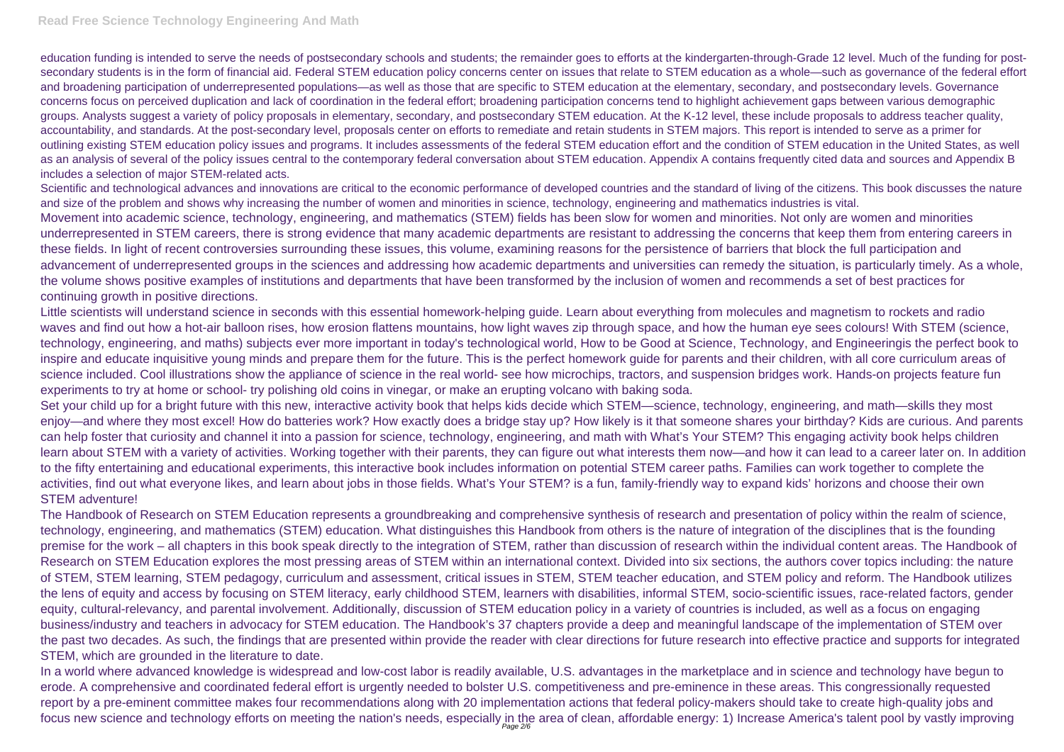education funding is intended to serve the needs of postsecondary schools and students; the remainder goes to efforts at the kindergarten-through-Grade 12 level. Much of the funding for post-secondary students is in the form of financial aid. Federal STEM education policy concerns center on issues that relate to STEM education as a whole—such as governance of the federal effort and broadening participation of underrepresented populations—as well as those that are specific to STEM education at the elementary, secondary, and postsecondary levels. Governance concerns focus on perceived duplication and lack of coordination in the federal effort; broadening participation concerns tend to highlight achievement gaps between various demographic groups. Analysts suggest a variety of policy proposals in elementary, secondary, and postsecondary STEM education. At the K-12 level, these include proposals to address teacher quality, accountability, and standards. At the post-secondary level, proposals center on efforts to remediate and retain students in STEM majors. This report is intended to serve as a primer for outlining existing STEM education policy issues and programs. It includes assessments of the federal STEM education effort and the condition of STEM education in the United States, as well as an analysis of several of the policy issues central to the contemporary federal conversation about STEM education. Appendix A contains frequently cited data and sources and Appendix B includes a selection of major STEM-related acts.

Scientific and technological advances and innovations are critical to the economic performance of developed countries and the standard of living of the citizens. This book discusses the nature and size of the problem and shows why increasing the number of women and minorities in science, technology, engineering and mathematics industries is vital.

Movement into academic science, technology, engineering, and mathematics (STEM) fields has been slow for women and minorities. Not only are women and minorities underrepresented in STEM careers, there is strong evidence that many academic departments are resistant to addressing the concerns that keep them from entering careers in these fields. In light of recent controversies surrounding these issues, this volume, examining reasons for the persistence of barriers that block the full participation and advancement of underrepresented groups in the sciences and addressing how academic departments and universities can remedy the situation, is particularly timely. As a whole, the volume shows positive examples of institutions and departments that have been transformed by the inclusion of women and recommends a set of best practices for continuing growth in positive directions.

Little scientists will understand science in seconds with this essential homework-helping guide. Learn about everything from molecules and magnetism to rockets and radio waves and find out how a hot-air balloon rises, how erosion flattens mountains, how light waves zip through space, and how the human eye sees colours! With STEM (science, technology, engineering, and maths) subjects ever more important in today's technological world, How to be Good at Science, Technology, and Engineeringis the perfect book to inspire and educate inquisitive young minds and prepare them for the future. This is the perfect homework guide for parents and their children, with all core curriculum areas of science included. Cool illustrations show the appliance of science in the real world- see how microchips, tractors, and suspension bridges work. Hands-on projects feature fun experiments to try at home or school- try polishing old coins in vinegar, or make an erupting volcano with baking soda.

Set your child up for a bright future with this new, interactive activity book that helps kids decide which STEM—science, technology, engineering, and math—skills they most enjoy—and where they most excel! How do batteries work? How exactly does a bridge stay up? How likely is it that someone shares your birthday? Kids are curious. And parents can help foster that curiosity and channel it into a passion for science, technology, engineering, and math with What's Your STEM? This engaging activity book helps children learn about STEM with a variety of activities. Working together with their parents, they can figure out what interests them now—and how it can lead to a career later on. In addition to the fifty entertaining and educational experiments, this interactive book includes information on potential STEM career paths. Families can work together to complete the activities, find out what everyone likes, and learn about jobs in those fields. What's Your STEM? is a fun, family-friendly way to expand kids' horizons and choose their own STEM adventure!

The Handbook of Research on STEM Education represents a groundbreaking and comprehensive synthesis of research and presentation of policy within the realm of science, technology, engineering, and mathematics (STEM) education. What distinguishes this Handbook from others is the nature of integration of the disciplines that is the founding premise for the work – all chapters in this book speak directly to the integration of STEM, rather than discussion of research within the individual content areas. The Handbook of Research on STEM Education explores the most pressing areas of STEM within an international context. Divided into six sections, the authors cover topics including: the nature of STEM, STEM learning, STEM pedagogy, curriculum and assessment, critical issues in STEM, STEM teacher education, and STEM policy and reform. The Handbook utilizes the lens of equity and access by focusing on STEM literacy, early childhood STEM, learners with disabilities, informal STEM, socio-scientific issues, race-related factors, gender equity, cultural-relevancy, and parental involvement. Additionally, discussion of STEM education policy in a variety of countries is included, as well as a focus on engaging business/industry and teachers in advocacy for STEM education. The Handbook's 37 chapters provide a deep and meaningful landscape of the implementation of STEM over the past two decades. As such, the findings that are presented within provide the reader with clear directions for future research into effective practice and supports for integrated STEM, which are grounded in the literature to date.

In a world where advanced knowledge is widespread and low-cost labor is readily available, U.S. advantages in the marketplace and in science and technology have begun to erode. A comprehensive and coordinated federal effort is urgently needed to bolster U.S. competitiveness and pre-eminence in these areas. This congressionally requested report by a pre-eminent committee makes four recommendations along with 20 implementation actions that federal policy-makers should take to create high-quality jobs and focus new science and technology efforts on meeting the nation's needs, especially in the area of clean, affordable energy: 1) Increase America's talent pool by vastly improving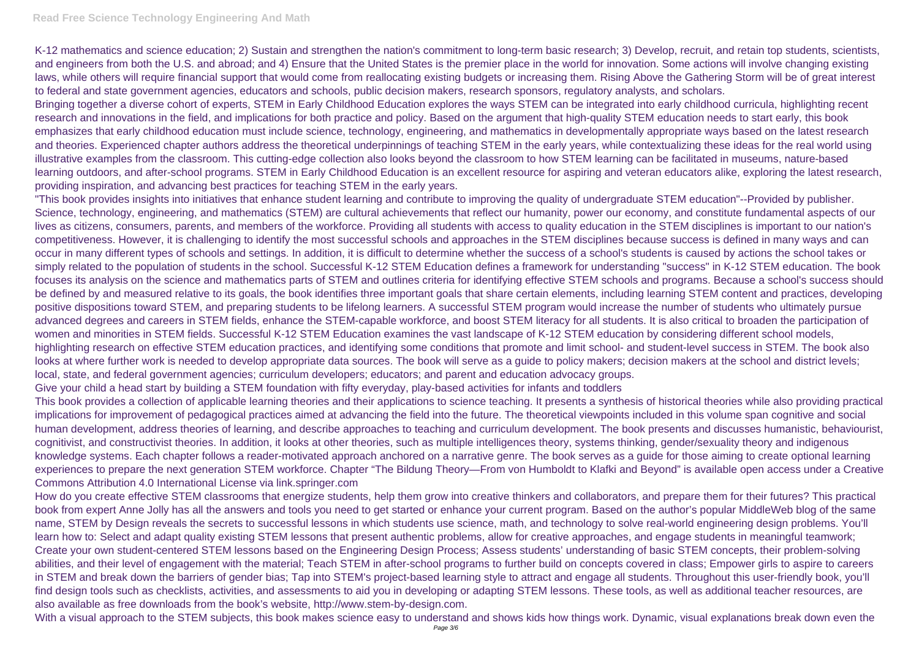K-12 mathematics and science education; 2) Sustain and strengthen the nation's commitment to long-term basic research; 3) Develop, recruit, and retain top students, scientists, and engineers from both the U.S. and abroad; and 4) Ensure that the United States is the premier place in the world for innovation. Some actions will involve changing existing laws, while others will require financial support that would come from reallocating existing budgets or increasing them. Rising Above the Gathering Storm will be of great interest to federal and state government agencies, educators and schools, public decision makers, research sponsors, regulatory analysts, and scholars.

Bringing together a diverse cohort of experts, STEM in Early Childhood Education explores the ways STEM can be integrated into early childhood curricula, highlighting recent research and innovations in the field, and implications for both practice and policy. Based on the argument that high-quality STEM education needs to start early, this book emphasizes that early childhood education must include science, technology, engineering, and mathematics in developmentally appropriate ways based on the latest research and theories. Experienced chapter authors address the theoretical underpinnings of teaching STEM in the early years, while contextualizing these ideas for the real world using illustrative examples from the classroom. This cutting-edge collection also looks beyond the classroom to how STEM learning can be facilitated in museums, nature-based learning outdoors, and after-school programs. STEM in Early Childhood Education is an excellent resource for aspiring and veteran educators alike, exploring the latest research, providing inspiration, and advancing best practices for teaching STEM in the early years.

"This book provides insights into initiatives that enhance student learning and contribute to improving the quality of undergraduate STEM education"--Provided by publisher.

Science, technology, engineering, and mathematics (STEM) are cultural achievements that reflect our humanity, power our economy, and constitute fundamental aspects of our lives as citizens, consumers, parents, and members of the workforce. Providing all students with access to quality education in the STEM disciplines is important to our nation's competitiveness. However, it is challenging to identify the most successful schools and approaches in the STEM disciplines because success is defined in many ways and can occur in many different types of schools and settings. In addition, it is difficult to determine whether the success of a school's students is caused by actions the school takes or simply related to the population of students in the school. Successful K-12 STEM Education defines a framework for understanding "success" in K-12 STEM education. The book focuses its analysis on the science and mathematics parts of STEM and outlines criteria for identifying effective STEM schools and programs. Because a school's success should be defined by and measured relative to its goals, the book identifies three important goals that share certain elements, including learning STEM content and practices, developing positive dispositions toward STEM, and preparing students to be lifelong learners. A successful STEM program would increase the number of students who ultimately pursue advanced degrees and careers in STEM fields, enhance the STEM-capable workforce, and boost STEM literacy for all students. It is also critical to broaden the participation of women and minorities in STEM fields. Successful K-12 STEM Education examines the vast landscape of K-12 STEM education by considering different school models, highlighting research on effective STEM education practices, and identifying some conditions that promote and limit school- and student-level success in STEM. The book also looks at where further work is needed to develop appropriate data sources. The book will serve as a guide to policy makers; decision makers at the school and district levels; local, state, and federal government agencies; curriculum developers; educators; and parent and education advocacy groups.

Give your child a head start by building a STEM foundation with fifty everyday, play-based activities for infants and toddlers

This book provides a collection of applicable learning theories and their applications to science teaching. It presents a synthesis of historical theories while also providing practical implications for improvement of pedagogical practices aimed at advancing the field into the future. The theoretical viewpoints included in this volume span cognitive and social human development, address theories of learning, and describe approaches to teaching and curriculum development. The book presents and discusses humanistic, behaviourist, cognitivist, and constructivist theories. In addition, it looks at other theories, such as multiple intelligences theory, systems thinking, gender/sexuality theory and indigenous knowledge systems. Each chapter follows a reader-motivated approach anchored on a narrative genre. The book serves as a guide for those aiming to create optional learning experiences to prepare the next generation STEM workforce. Chapter "The Bildung Theory—From von Humboldt to Klafki and Beyond" is available open access under a Creative Commons Attribution 4.0 International License via link.springer.com

How do you create effective STEM classrooms that energize students, help them grow into creative thinkers and collaborators, and prepare them for their futures? This practical book from expert Anne Jolly has all the answers and tools you need to get started or enhance your current program. Based on the author's popular MiddleWeb blog of the same name, STEM by Design reveals the secrets to successful lessons in which students use science, math, and technology to solve real-world engineering design problems. You'll learn how to: Select and adapt quality existing STEM lessons that present authentic problems, allow for creative approaches, and engage students in meaningful teamwork; Create your own student-centered STEM lessons based on the Engineering Design Process; Assess students' understanding of basic STEM concepts, their problem-solving abilities, and their level of engagement with the material; Teach STEM in after-school programs to further build on concepts covered in class; Empower girls to aspire to careers in STEM and break down the barriers of gender bias; Tap into STEM's project-based learning style to attract and engage all students. Throughout this user-friendly book, you'll find design tools such as checklists, activities, and assessments to aid you in developing or adapting STEM lessons. These tools, as well as additional teacher resources, are also available as free downloads from the book's website, http://www.stem-by-design.com.

With a visual approach to the STEM subjects, this book makes science easy to understand and shows kids how things work. Dynamic, visual explanations break down even the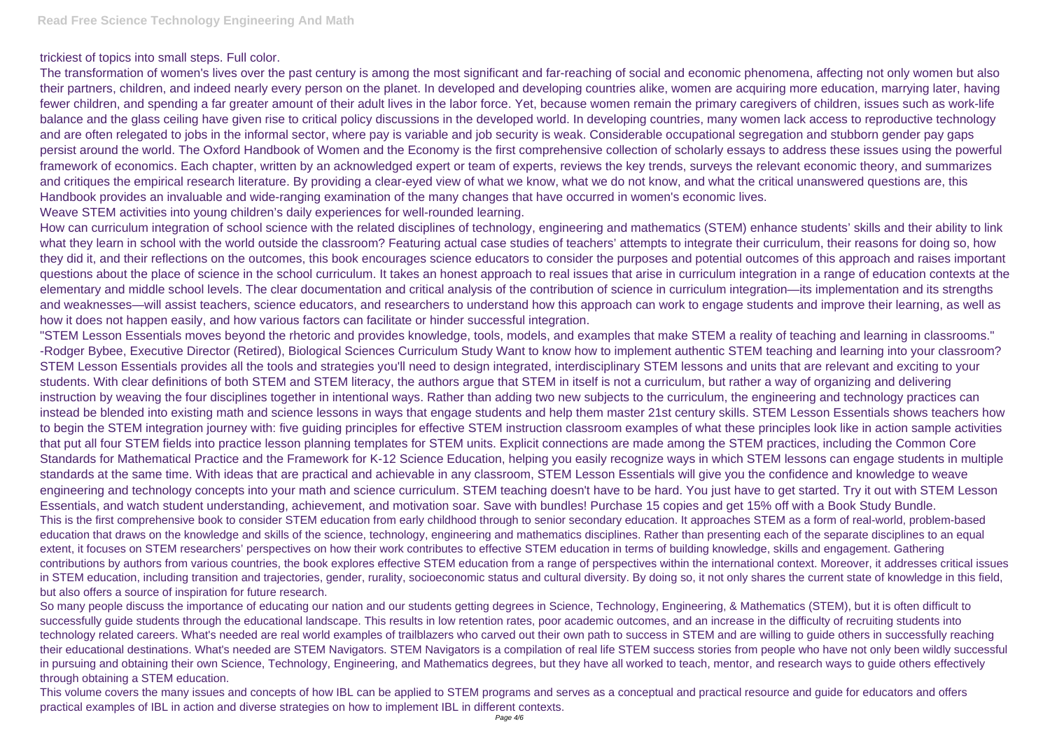trickiest of topics into small steps. Full color.

The transformation of women's lives over the past century is among the most significant and far-reaching of social and economic phenomena, affecting not only women but also their partners, children, and indeed nearly every person on the planet. In developed and developing countries alike, women are acquiring more education, marrying later, having fewer children, and spending a far greater amount of their adult lives in the labor force. Yet, because women remain the primary caregivers of children, issues such as work-life balance and the glass ceiling have given rise to critical policy discussions in the developed world. In developing countries, many women lack access to reproductive technology and are often relegated to jobs in the informal sector, where pay is variable and job security is weak. Considerable occupational segregation and stubborn gender pay gaps persist around the world. The Oxford Handbook of Women and the Economy is the first comprehensive collection of scholarly essays to address these issues using the powerful framework of economics. Each chapter, written by an acknowledged expert or team of experts, reviews the key trends, surveys the relevant economic theory, and summarizes and critiques the empirical research literature. By providing a clear-eyed view of what we know, what we do not know, and what the critical unanswered questions are, this Handbook provides an invaluable and wide-ranging examination of the many changes that have occurred in women's economic lives.

Weave STEM activities into young children's daily experiences for well-rounded learning.

How can curriculum integration of school science with the related disciplines of technology, engineering and mathematics (STEM) enhance students' skills and their ability to link what they learn in school with the world outside the classroom? Featuring actual case studies of teachers' attempts to integrate their curriculum, their reasons for doing so, how they did it, and their reflections on the outcomes, this book encourages science educators to consider the purposes and potential outcomes of this approach and raises important questions about the place of science in the school curriculum. It takes an honest approach to real issues that arise in curriculum integration in a range of education contexts at the elementary and middle school levels. The clear documentation and critical analysis of the contribution of science in curriculum integration—its implementation and its strengths and weaknesses—will assist teachers, science educators, and researchers to understand how this approach can work to engage students and improve their learning, as well as how it does not happen easily, and how various factors can facilitate or hinder successful integration.

"STEM Lesson Essentials moves beyond the rhetoric and provides knowledge, tools, models, and examples that make STEM a reality of teaching and learning in classrooms." -Rodger Bybee, Executive Director (Retired), Biological Sciences Curriculum Study Want to know how to implement authentic STEM teaching and learning into your classroom? STEM Lesson Essentials provides all the tools and strategies you'll need to design integrated, interdisciplinary STEM lessons and units that are relevant and exciting to your students. With clear definitions of both STEM and STEM literacy, the authors argue that STEM in itself is not a curriculum, but rather a way of organizing and delivering instruction by weaving the four disciplines together in intentional ways. Rather than adding two new subjects to the curriculum, the engineering and technology practices can instead be blended into existing math and science lessons in ways that engage students and help them master 21st century skills. STEM Lesson Essentials shows teachers how to begin the STEM integration journey with: five guiding principles for effective STEM instruction classroom examples of what these principles look like in action sample activities that put all four STEM fields into practice lesson planning templates for STEM units. Explicit connections are made among the STEM practices, including the Common Core Standards for Mathematical Practice and the Framework for K-12 Science Education, helping you easily recognize ways in which STEM lessons can engage students in multiple standards at the same time. With ideas that are practical and achievable in any classroom, STEM Lesson Essentials will give you the confidence and knowledge to weave engineering and technology concepts into your math and science curriculum. STEM teaching doesn't have to be hard. You just have to get started. Try it out with STEM Lesson Essentials, and watch student understanding, achievement, and motivation soar. Save with bundles! Purchase 15 copies and get 15% off with a Book Study Bundle.

This is the first comprehensive book to consider STEM education from early childhood through to senior secondary education. It approaches STEM as a form of real-world, problem-based education that draws on the knowledge and skills of the science, technology, engineering and mathematics disciplines. Rather than presenting each of the separate disciplines to an equal extent, it focuses on STEM researchers' perspectives on how their work contributes to effective STEM education in terms of building knowledge, skills and engagement. Gathering contributions by authors from various countries, the book explores effective STEM education from a range of perspectives within the international context. Moreover, it addresses critical issues in STEM education, including transition and trajectories, gender, rurality, socioeconomic status and cultural diversity. By doing so, it not only shares the current state of knowledge in this field, but also offers a source of inspiration for future research.

So many people discuss the importance of educating our nation and our students getting degrees in Science, Technology, Engineering, & Mathematics (STEM), but it is often difficult to successfully guide students through the educational landscape. This results in low retention rates, poor academic outcomes, and an increase in the difficulty of recruiting students into technology related careers. What's needed are real world examples of trailblazers who carved out their own path to success in STEM and are willing to guide others in successfully reaching their educational destinations. What's needed are STEM Navigators. STEM Navigators is a compilation of real life STEM success stories from people who have not only been wildly successful in pursuing and obtaining their own Science, Technology, Engineering, and Mathematics degrees, but they have all worked to teach, mentor, and research ways to guide others effectively through obtaining a STEM education.

This volume covers the many issues and concepts of how IBL can be applied to STEM programs and serves as a conceptual and practical resource and guide for educators and offers practical examples of IBL in action and diverse strategies on how to implement IBL in different contexts.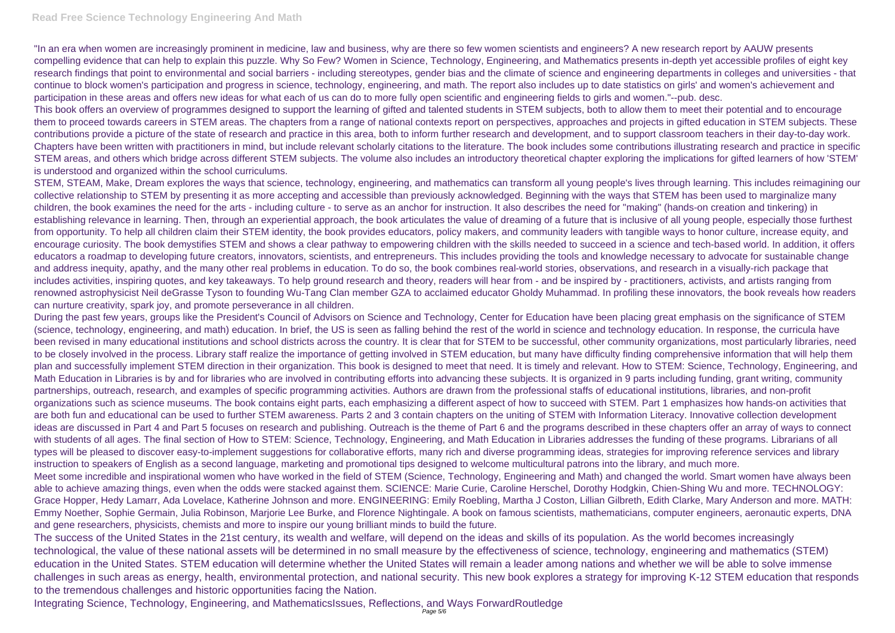"In an era when women are increasingly prominent in medicine, law and business, why are there so few women scientists and engineers? A new research report by AAUW presents compelling evidence that can help to explain this puzzle. Why So Few? Women in Science, Technology, Engineering, and Mathematics presents in-depth yet accessible profiles of eight key research findings that point to environmental and social barriers - including stereotypes, gender bias and the climate of science and engineering departments in colleges and universities - that continue to block women's participation and progress in science, technology, engineering, and math. The report also includes up to date statistics on girls' and women's achievement and participation in these areas and offers new ideas for what each of us can do to more fully open scientific and engineering fields to girls and women."--pub. desc.

This book offers an overview of programmes designed to support the learning of gifted and talented students in STEM subjects, both to allow them to meet their potential and to encourage them to proceed towards careers in STEM areas. The chapters from a range of national contexts report on perspectives, approaches and projects in gifted education in STEM subjects. These contributions provide a picture of the state of research and practice in this area, both to inform further research and development, and to support classroom teachers in their day-to-day work. Chapters have been written with practitioners in mind, but include relevant scholarly citations to the literature. The book includes some contributions illustrating research and practice in specific STEM areas, and others which bridge across different STEM subjects. The volume also includes an introductory theoretical chapter exploring the implications for gifted learners of how 'STEM' is understood and organized within the school curriculums.

STEM, STEAM, Make, Dream explores the ways that science, technology, engineering, and mathematics can transform all young people's lives through learning. This includes reimagining our collective relationship to STEM by presenting it as more accepting and accessible than previously acknowledged. Beginning with the ways that STEM has been used to marginalize many children, the book examines the need for the arts - including culture - to serve as an anchor for instruction. It also describes the need for "making" (hands-on creation and tinkering) in establishing relevance in learning. Then, through an experiential approach, the book articulates the value of dreaming of a future that is inclusive of all young people, especially those furthest from opportunity. To help all children claim their STEM identity, the book provides educators, policy makers, and community leaders with tangible ways to honor culture, increase equity, and encourage curiosity. The book demystifies STEM and shows a clear pathway to empowering children with the skills needed to succeed in a science and tech-based world. In addition, it offers educators a roadmap to developing future creators, innovators, scientists, and entrepreneurs. This includes providing the tools and knowledge necessary to advocate for sustainable change and address inequity, apathy, and the many other real problems in education. To do so, the book combines real-world stories, observations, and research in a visually-rich package that includes activities, inspiring quotes, and key takeaways. To help ground research and theory, readers will hear from - and be inspired by - practitioners, activists, and artists ranging from renowned astrophysicist Neil deGrasse Tyson to founding Wu-Tang Clan member GZA to acclaimed educator Gholdy Muhammad. In profiling these innovators, the book reveals how readers can nurture creativity, spark joy, and promote perseverance in all children.

During the past few years, groups like the President's Council of Advisors on Science and Technology, Center for Education have been placing great emphasis on the significance of STEM (science, technology, engineering, and math) education. In brief, the US is seen as falling behind the rest of the world in science and technology education. In response, the curricula have been revised in many educational institutions and school districts across the country. It is clear that for STEM to be successful, other community organizations, most particularly libraries, need to be closely involved in the process. Library staff realize the importance of getting involved in STEM education, but many have difficulty finding comprehensive information that will help them plan and successfully implement STEM direction in their organization. This book is designed to meet that need. It is timely and relevant. How to STEM: Science, Technology, Engineering, and Math Education in Libraries is by and for libraries who are involved in contributing efforts into advancing these subjects. It is organized in 9 parts including funding, grant writing, community partnerships, outreach, research, and examples of specific programming activities. Authors are drawn from the professional staffs of educational institutions, libraries, and non-profit organizations such as science museums. The book contains eight parts, each emphasizing a different aspect of how to succeed with STEM. Part 1 emphasizes how hands-on activities that are both fun and educational can be used to further STEM awareness. Parts 2 and 3 contain chapters on the uniting of STEM with Information Literacy. Innovative collection development ideas are discussed in Part 4 and Part 5 focuses on research and publishing. Outreach is the theme of Part 6 and the programs described in these chapters offer an array of ways to connect with students of all ages. The final section of How to STEM: Science, Technology, Engineering, and Math Education in Libraries addresses the funding of these programs. Librarians of all types will be pleased to discover easy-to-implement suggestions for collaborative efforts, many rich and diverse programming ideas, strategies for improving reference services and library instruction to speakers of English as a second language, marketing and promotional tips designed to welcome multicultural patrons into the library, and much more.

Meet some incredible and inspirational women who have worked in the field of STEM (Science, Technology, Engineering and Math) and changed the world. Smart women have always been able to achieve amazing things, even when the odds were stacked against them. SCIENCE: Marie Curie, Caroline Herschel, Dorothy Hodgkin, Chien-Shing Wu and more. TECHNOLOGY: Grace Hopper, Hedy Lamarr, Ada Lovelace, Katherine Johnson and more. ENGINEERING: Emily Roebling, Martha J Coston, Lillian Gilbreth, Edith Clarke, Mary Anderson and more. MATH: Emmy Noether, Sophie Germain, Julia Robinson, Marjorie Lee Burke, and Florence Nightingale. A book on famous scientists, mathematicians, computer engineers, aeronautic experts, DNA and gene researchers, physicists, chemists and more to inspire our young brilliant minds to build the future.

The success of the United States in the 21st century, its wealth and welfare, will depend on the ideas and skills of its population. As the world becomes increasingly technological, the value of these national assets will be determined in no small measure by the effectiveness of science, technology, engineering and mathematics (STEM) education in the United States. STEM education will determine whether the United States will remain a leader among nations and whether we will be able to solve immense challenges in such areas as energy, health, environmental protection, and national security. This new book explores a strategy for improving K-12 STEM education that responds to the tremendous challenges and historic opportunities facing the Nation.

Integrating Science, Technology, Engineering, and MathematicsIssues, Reflections, and Ways ForwardRoutledge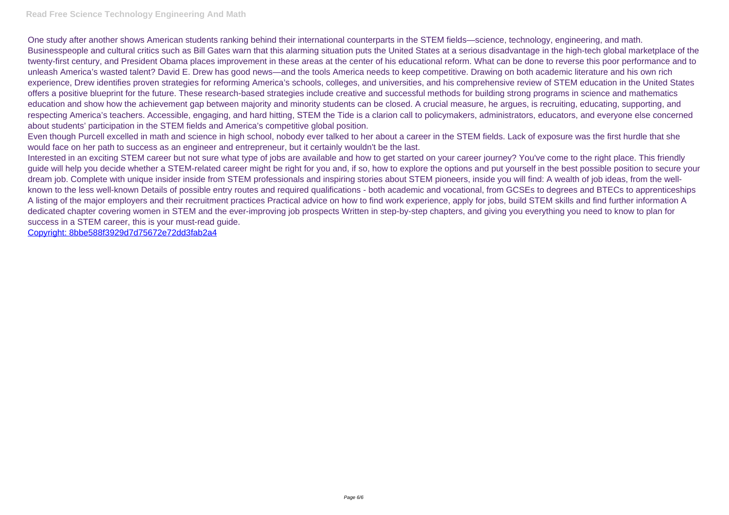One study after another shows American students ranking behind their international counterparts in the STEM fields—science, technology, engineering, and math. Businesspeople and cultural critics such as Bill Gates warn that this alarming situation puts the United States at a serious disadvantage in the high-tech global marketplace of the twenty-first century, and President Obama places improvement in these areas at the center of his educational reform. What can be done to reverse this poor performance and to unleash America's wasted talent? David E. Drew has good news—and the tools America needs to keep competitive. Drawing on both academic literature and his own rich experience, Drew identifies proven strategies for reforming America's schools, colleges, and universities, and his comprehensive review of STEM education in the United States offers a positive blueprint for the future. These research-based strategies include creative and successful methods for building strong programs in science and mathematics education and show how the achievement gap between majority and minority students can be closed. A crucial measure, he argues, is recruiting, educating, supporting, and respecting America's teachers. Accessible, engaging, and hard hitting, STEM the Tide is a clarion call to policymakers, administrators, educators, and everyone else concerned about students' participation in the STEM fields and America's competitive global position.

Even though Purcell excelled in math and science in high school, nobody ever talked to her about a career in the STEM fields. Lack of exposure was the first hurdle that she would face on her path to success as an engineer and entrepreneur, but it certainly wouldn't be the last.

Interested in an exciting STEM career but not sure what type of jobs are available and how to get started on your career journey? You've come to the right place. This friendly guide will help you decide whether a STEM-related career might be right for you and, if so, how to explore the options and put yourself in the best possible position to secure your dream job. Complete with unique insider inside from STEM professionals and inspiring stories about STEM pioneers, inside you will find: A wealth of job ideas, from the well-known to the less well-known Details of possible entry routes and required qualifications - both academic and vocational, from GCSEs to degrees and BTECs to apprenticeships A listing of the major employers and their recruitment practices Practical advice on how to find work experience, apply for jobs, build STEM skills and find further information A dedicated chapter covering women in STEM and the ever-improving job prospects Written in step-by-step chapters, and giving you everything you need to know to plan for success in a STEM career, this is your must-read guide.

Copyright: 8bbe588f3929d7d75672e72dd3fab2a4